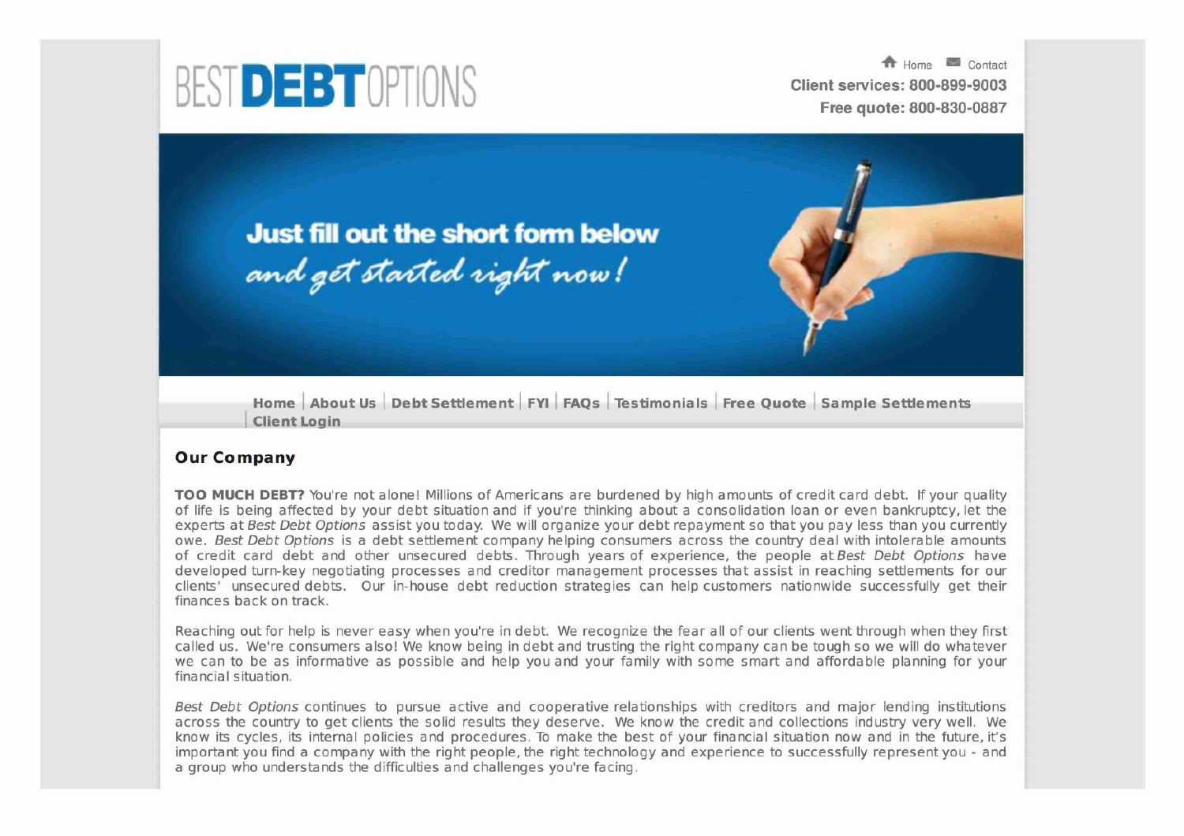BEST**DEBT**OPTIONS

Home Contact

**Client services: 800-899-9003**

**Free quote: 800-830-0887**

**Just fill out the short form below**

*and get started right now!*

Home | About Us | Debt Settlement | FYI | FAQs | Testimonials | Free Quote | Sample Settlements | Client Login

## Our Company

**TOO MUCH DEBT?** You're not alone! Millions of Americans are burdened by high amounts of credit card debt. If your quality of life is being affected by your debt situation and if you're thinking about a consolidation loan or even bankruptcy, let the experts at *Best Debt Options* assist you today. We will organize your debt repayment so that you pay less than you currently owe. *Best Debt Options* is a debt settlement company helping consumers across the country deal with intolerable amounts of credit card debt and other unsecured debts. Through years of experience, the people at *Best Debt Options* have developed turn-key negotiating processes and creditor management processes that assist in reaching settlements for our clients' unsecured debts. Our in-house debt reduction strategies can help customers nationwide successfully get their finances back on track.

Reaching out for help is never easy when you're in debt. We recognize the fear all of our clients went through when they first called us. We're consumers also! We know being in debt and trusting the right company can be tough so we will do whatever we can to be as informative as possible and help you and your family with some smart and affordable planning for your financial situation.

*Best Debt Options* continues to pursue active and cooperative relationships with creditors and major lending institutions across the country to get clients the solid results they deserve. We know the credit and collections industry very well. We know its cycles, its internal policies and procedures. To make the best of your financial situation now and in the future, it's important you find a company with the right people, the right technology and experience to successfully represent you - and a group who understands the difficulties and challenges you're facing.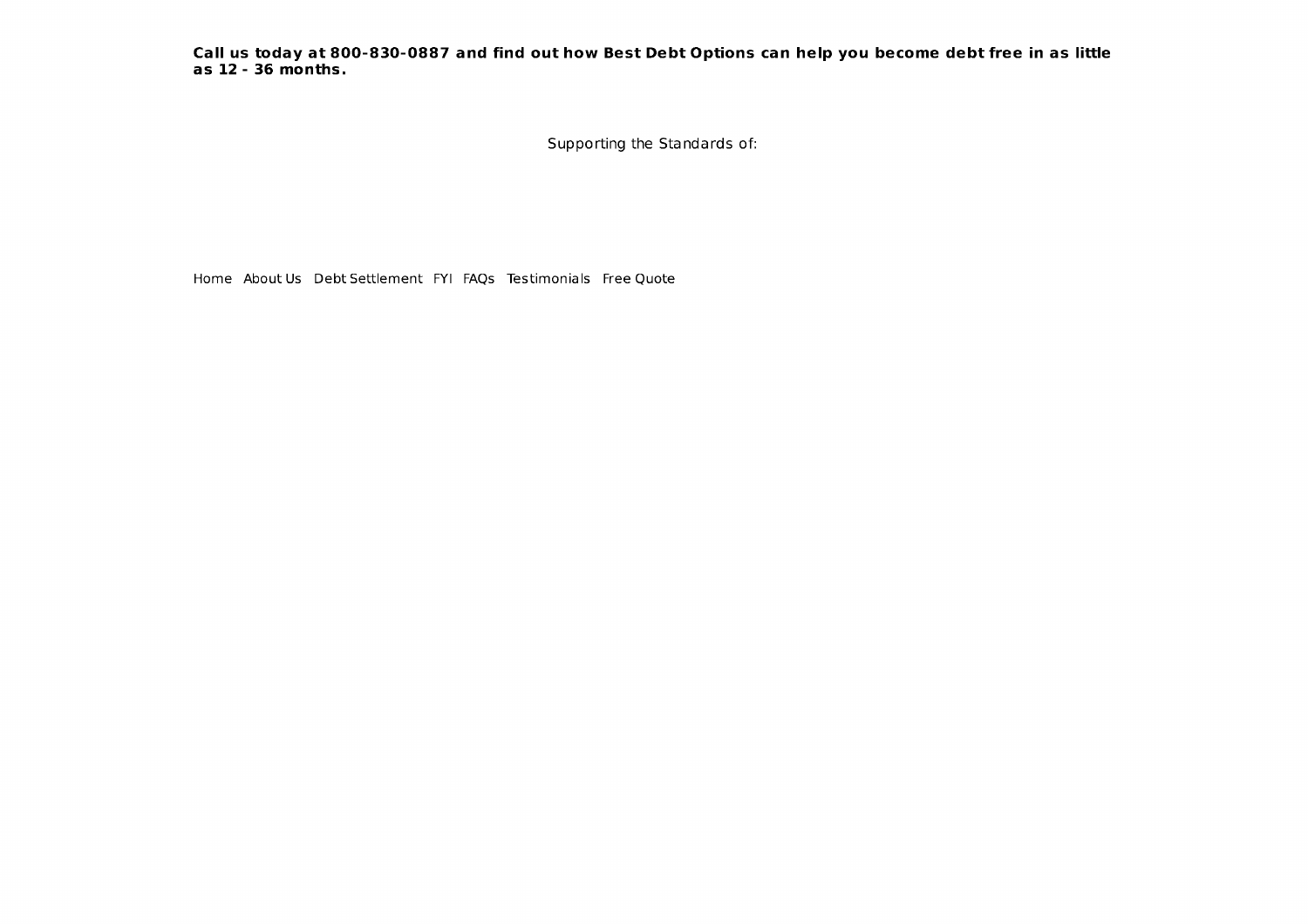**Call us today at 800-830-0887 and find out how Best Debt Options can help you become debt free in as little as 12 - 36 months.**

Supporting the Standards of:

Home About Us Debt Settlement FYI FAQs Testimonials Free Quote